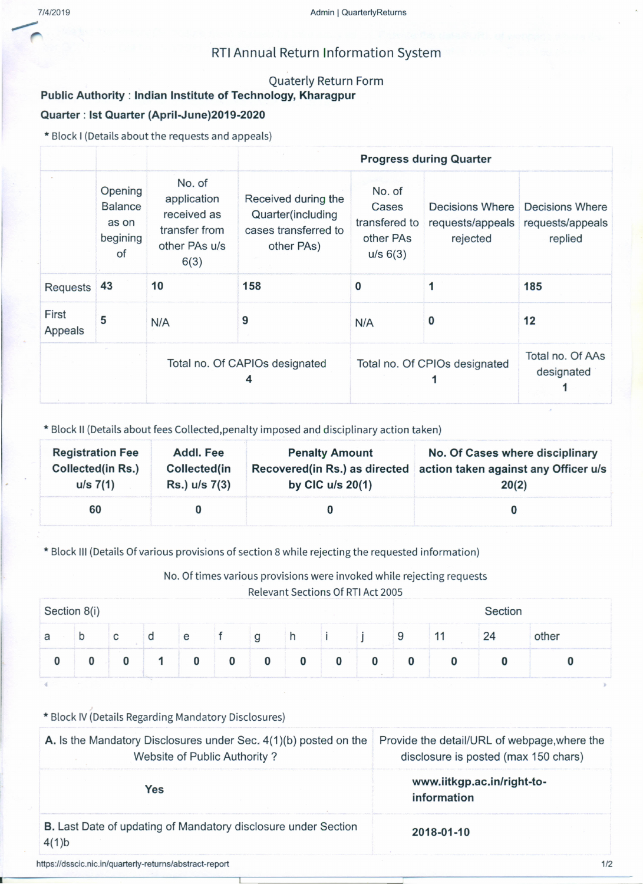# RTI Annual Return Information System

## Quaterly Return Form

**Public Authority** : **Indian Institute of Technology, Kharagpur**

**Quarter** : **Ist Quarter (April-June)2019-2020**

* Block I (Details about the requests and appeals)

| | | | Progress during Quarter | | | |
|---|---|---|---|---|---|---|
| | Opening Balance as on begining of | No. of application received as transfer from other PAs u/s 6(3) | Received during the Quarter(including cases transferred to other PAs) | No. of Cases transfered to other PAs u/s 6(3) | Decisions Where requests/appeals rejected | Decisions Where requests/appeals replied |
| Requests | **43** | **10** | **158** | **0** | **1** | **185** |
| First Appeals | **5** | N/A | **9** | N/A | **0** | **12** |
| | | Total no. Of CAPIOs designated **4** | | Total no. Of CPIOs designated **1** | | Total no. Of AAs designated **1** |

* Block II (Details about fees Collected,penalty imposed and disciplinary action taken)

| Registration Fee Collected(in Rs.) u/s 7(1) | Addl. Fee Collected(in Rs.) u/s 7(3) | Penalty Amount Recovered(in Rs.) as directed by CIC u/s 20(1) | No. Of Cases where disciplinary action taken against any Officer u/s 20(2) |
|---|---|---|---|
| **60** | **0** | **0** | **0** |

* Block III (Details Of various provisions of section 8 while rejecting the requested information)

No. Of times various provisions were invoked while rejecting requests
Relevant Sections Of RTI Act 2005

| Section 8(i) | | | | | | | | | | Section | | | |
|---|---|---|---|---|---|---|---|---|---|---|---|---|---|
| a | b | c | d | e | f | g | h | i | j | 9 | 11 | 24 | other |
| **0** | **0** | **0** | **1** | **0** | **0** | **0** | **0** | **0** | **0** | **0** | **0** | **0** | **0** |

* Block IV (Details Regarding Mandatory Disclosures)

| **A.** Is the Mandatory Disclosures under Sec. 4(1)(b) posted on the Website of Public Authority ? | Provide the detail/URL of webpage,where the disclosure is posted (max 150 chars) |
|---|---|
| **Yes** | **www.iitkgp.ac.in/right-to-information** |
| **B.** Last Date of updating of Mandatory disclosure under Section 4(1)b | **2018-01-10** |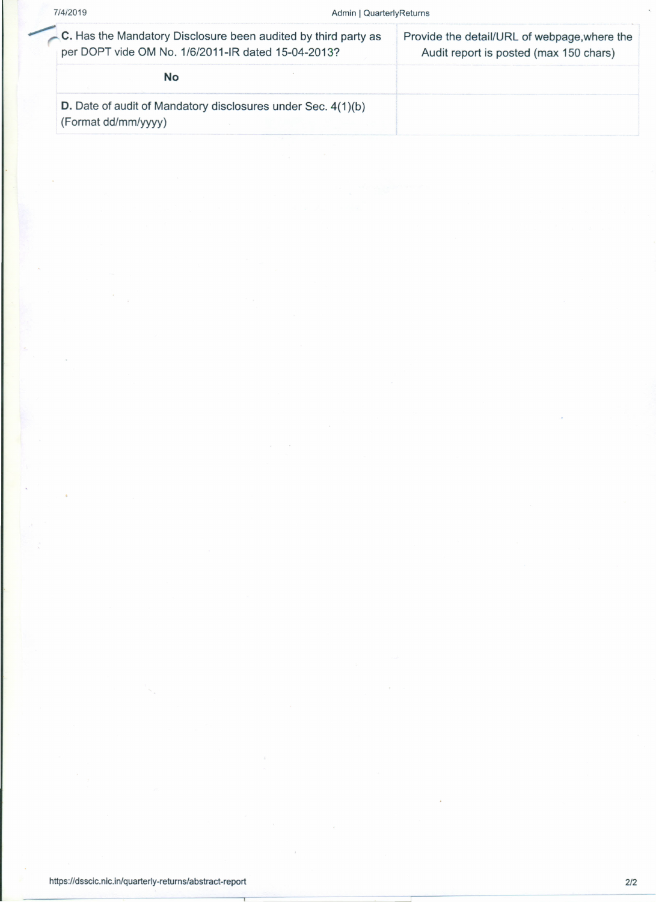| | |
|---|---|
| **C.** Has the Mandatory Disclosure been audited by third party as per DOPT vide OM No. 1/6/2011-IR dated 15-04-2013? | Provide the detail/URL of webpage,where the Audit report is posted (max 150 chars) |
| **No** | |
| **D.** Date of audit of Mandatory disclosures under Sec. 4(1)(b) (Format dd/mm/yyyy) | |